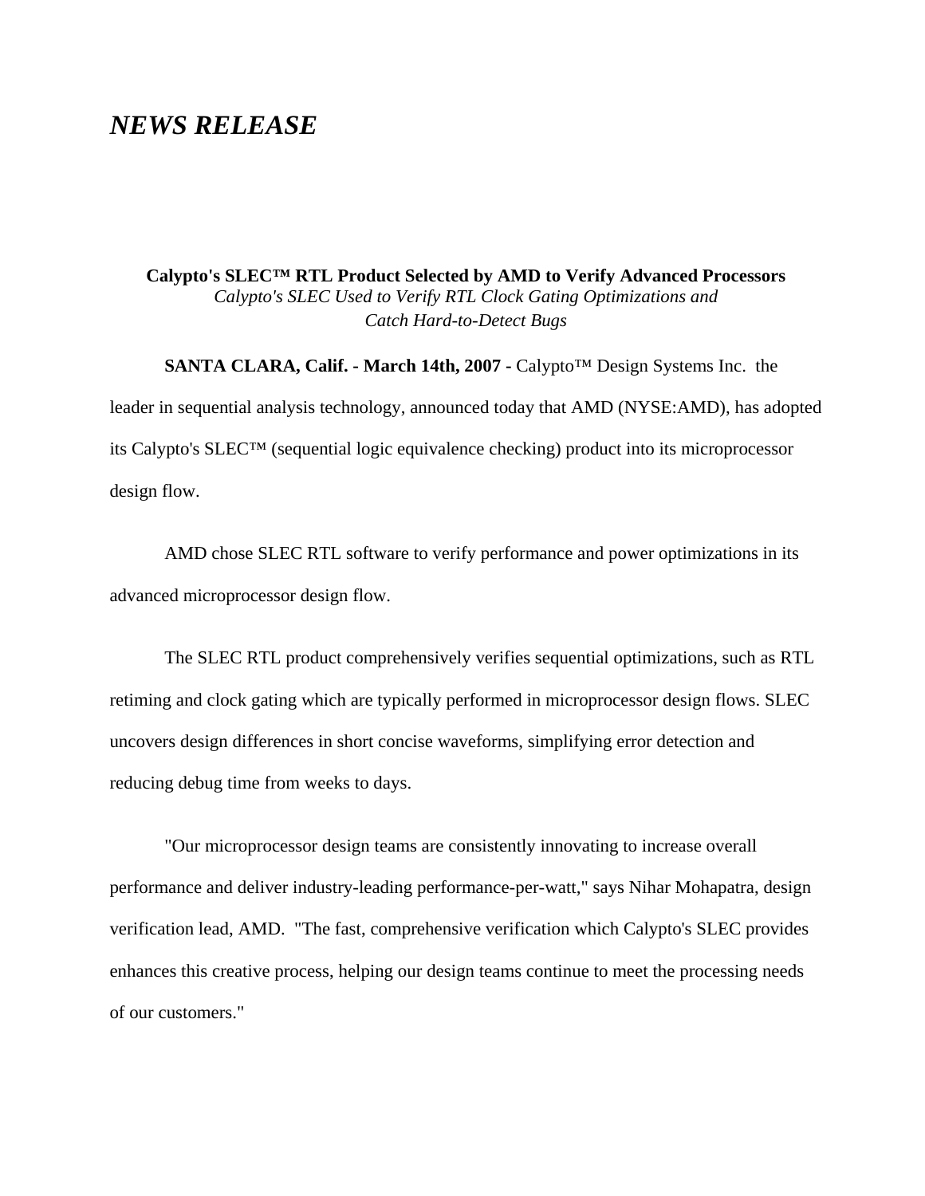# *NEWS RELEASE*

**Calypto's SLEC™ RTL Product Selected by AMD to Verify Advanced Processors**

*Calypto's SLEC Used to Verify RTL Clock Gating Optimizations and Catch Hard-to-Detect Bugs*

**SANTA CLARA, Calif. - March 14th, 2007 -** Calypto™ Design Systems Inc. the leader in sequential analysis technology, announced today that AMD (NYSE:AMD), has adopted its Calypto's SLEC™ (sequential logic equivalence checking) product into its microprocessor design flow.

AMD chose SLEC RTL software to verify performance and power optimizations in its advanced microprocessor design flow.

The SLEC RTL product comprehensively verifies sequential optimizations, such as RTL retiming and clock gating which are typically performed in microprocessor design flows. SLEC uncovers design differences in short concise waveforms, simplifying error detection and reducing debug time from weeks to days.

"Our microprocessor design teams are consistently innovating to increase overall performance and deliver industry-leading performance-per-watt," says Nihar Mohapatra, design verification lead, AMD. "The fast, comprehensive verification which Calypto's SLEC provides enhances this creative process, helping our design teams continue to meet the processing needs of our customers."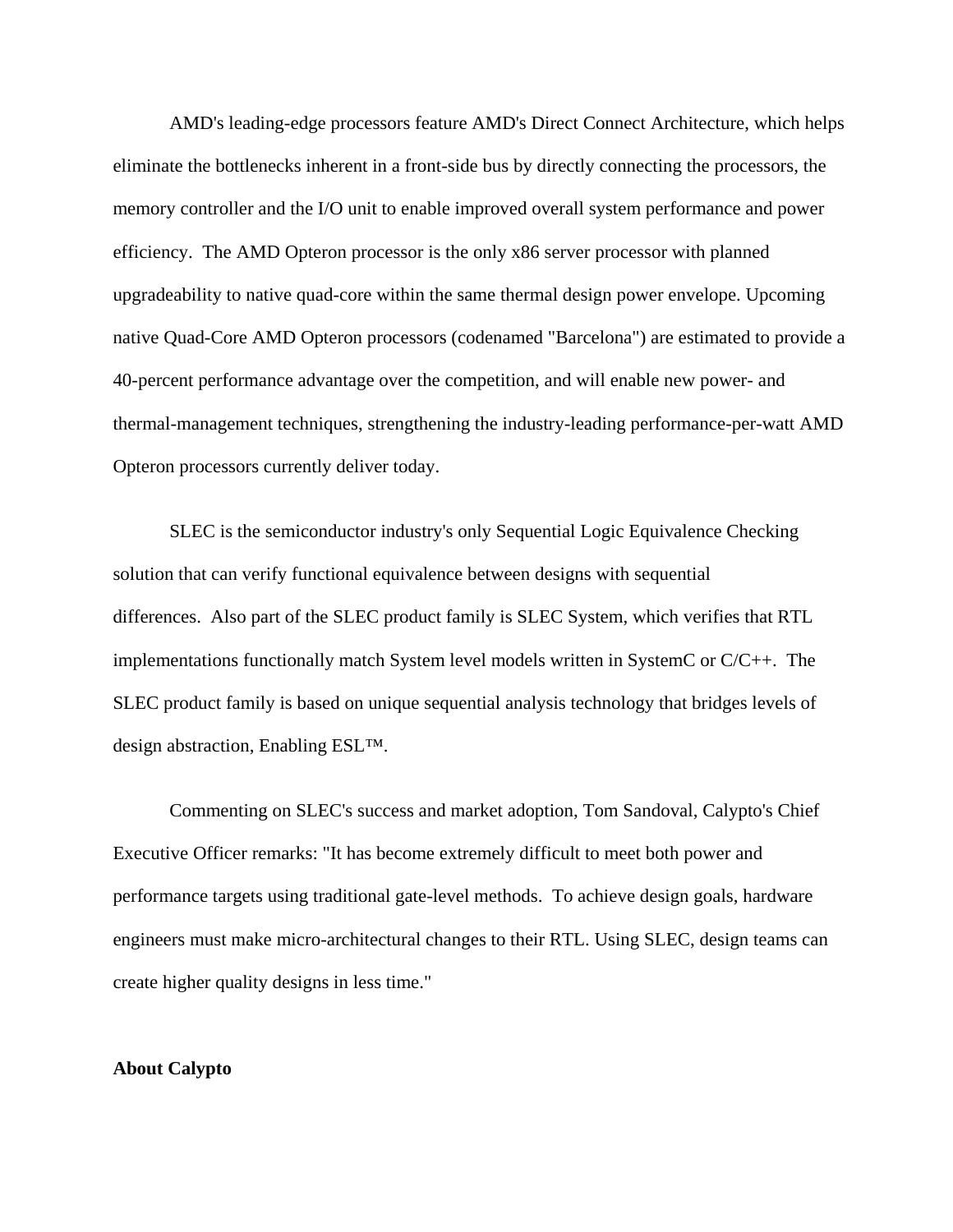AMD's leading-edge processors feature AMD's Direct Connect Architecture, which helps eliminate the bottlenecks inherent in a front-side bus by directly connecting the processors, the memory controller and the I/O unit to enable improved overall system performance and power efficiency. The AMD Opteron processor is the only x86 server processor with planned upgradeability to native quad-core within the same thermal design power envelope. Upcoming native Quad-Core AMD Opteron processors (codenamed "Barcelona") are estimated to provide a 40-percent performance advantage over the competition, and will enable new power- and thermal-management techniques, strengthening the industry-leading performance-per-watt AMD Opteron processors currently deliver today.

SLEC is the semiconductor industry's only Sequential Logic Equivalence Checking solution that can verify functional equivalence between designs with sequential differences. Also part of the SLEC product family is SLEC System, which verifies that RTL implementations functionally match System level models written in SystemC or C/C++. The SLEC product family is based on unique sequential analysis technology that bridges levels of design abstraction, Enabling ESL™.

Commenting on SLEC's success and market adoption, Tom Sandoval, Calypto's Chief Executive Officer remarks: "It has become extremely difficult to meet both power and performance targets using traditional gate-level methods. To achieve design goals, hardware engineers must make micro-architectural changes to their RTL. Using SLEC, design teams can create higher quality designs in less time."

**About Calypto**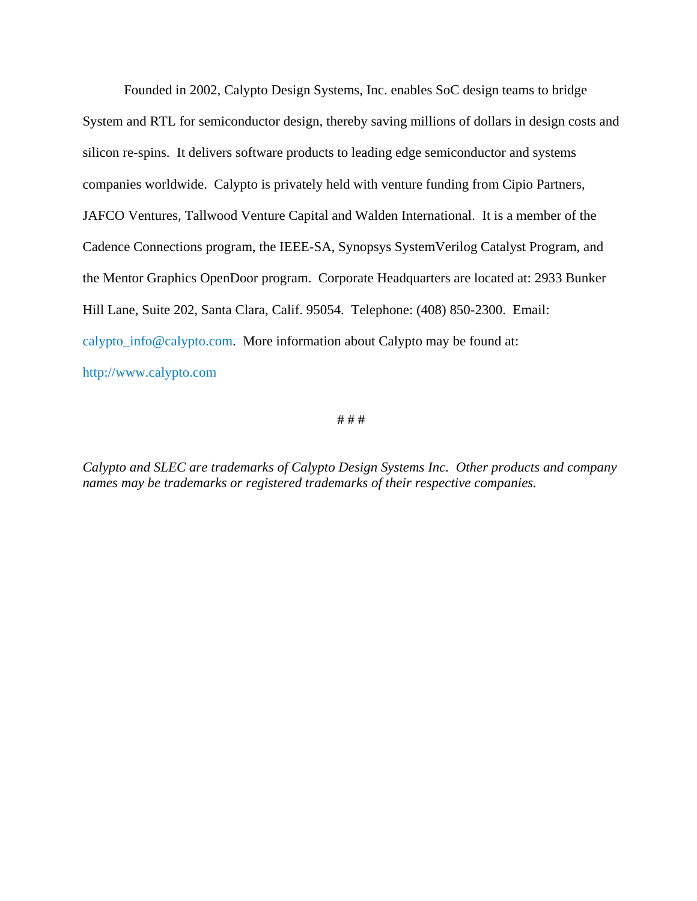Founded in 2002, Calypto Design Systems, Inc. enables SoC design teams to bridge System and RTL for semiconductor design, thereby saving millions of dollars in design costs and silicon re-spins.  It delivers software products to leading edge semiconductor and systems companies worldwide.  Calypto is privately held with venture funding from Cipio Partners, JAFCO Ventures, Tallwood Venture Capital and Walden International.  It is a member of the Cadence Connections program, the IEEE-SA, Synopsys SystemVerilog Catalyst Program, and the Mentor Graphics OpenDoor program.  Corporate Headquarters are located at: 2933 Bunker Hill Lane, Suite 202, Santa Clara, Calif. 95054.  Telephone: (408) 850-2300.  Email: calypto_info@calypto.com.  More information about Calypto may be found at: http://www.calypto.com

# # #

*Calypto and SLEC are trademarks of Calypto Design Systems Inc.  Other products and company names may be trademarks or registered trademarks of their respective companies.*